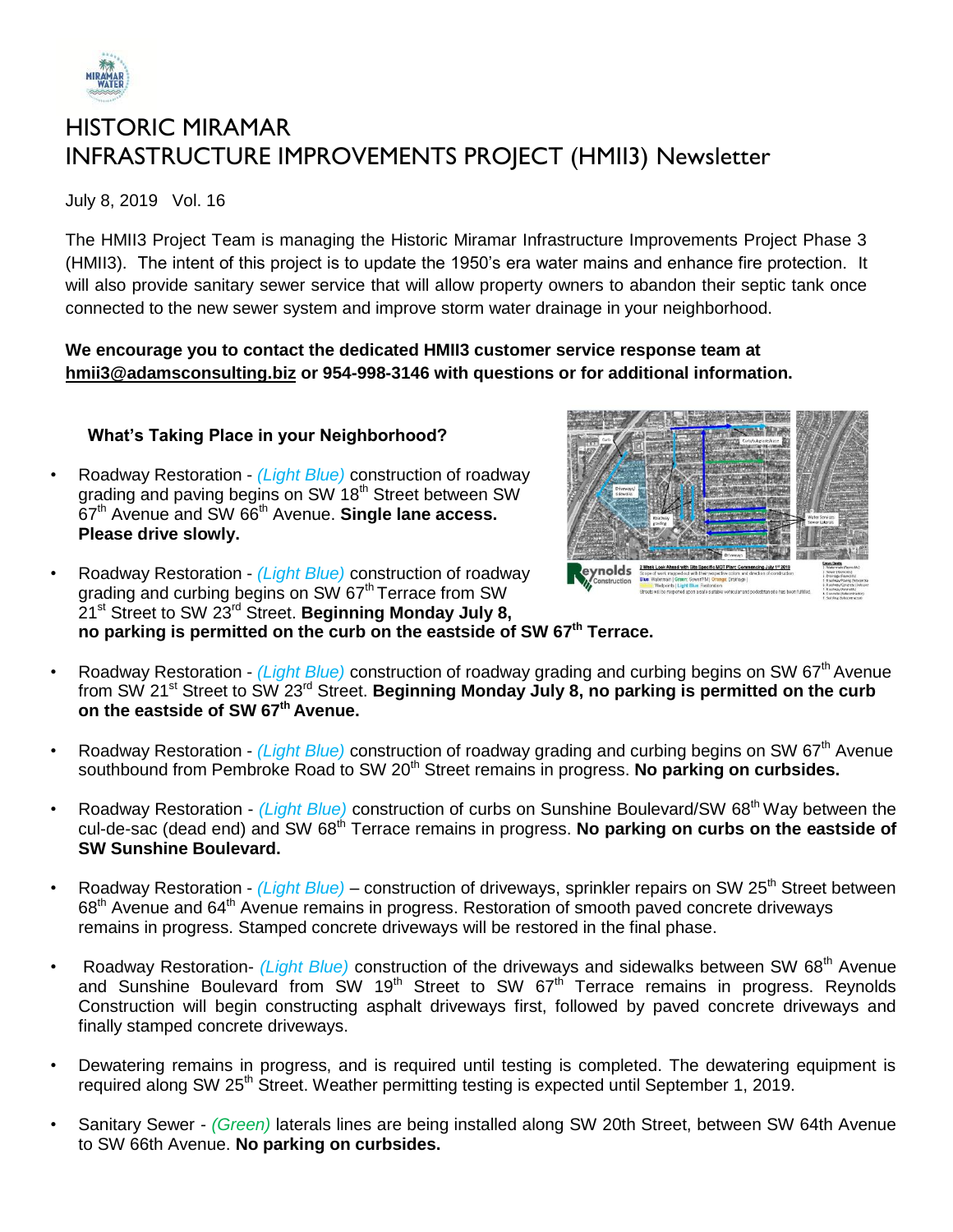# HISTORIC MIRAMAR
# INFRASTRUCTURE IMPROVEMENTS PROJECT (HMII3) Newsletter

July 8, 2019 Vol. 16

The HMII3 Project Team is managing the Historic Miramar Infrastructure Improvements Project Phase 3 (HMII3). The intent of this project is to update the 1950's era water mains and enhance fire protection. It will also provide sanitary sewer service that will allow property owners to abandon their septic tank once connected to the new sewer system and improve storm water drainage in your neighborhood.

**We encourage you to contact the dedicated HMII3 customer service response team at hmii3@adamsconsulting.biz or 954-998-3146 with questions or for additional information.**

### What's Taking Place in your Neighborhood?

- Roadway Restoration - *(Light Blue)* construction of roadway grading and paving begins on SW 18th Street between SW 67th Avenue and SW 66th Avenue. **Single lane access. Please drive slowly.**
- Roadway Restoration - *(Light Blue)* construction of roadway grading and curbing begins on SW 67th Terrace from SW 21st Street to SW 23rd Street. **Beginning Monday July 8, no parking is permitted on the curb on the eastside of SW 67th Terrace.**
- Roadway Restoration - *(Light Blue)* construction of roadway grading and curbing begins on SW 67th Avenue from SW 21st Street to SW 23rd Street. **Beginning Monday July 8, no parking is permitted on the curb on the eastside of SW 67th Avenue.**
- Roadway Restoration - *(Light Blue)* construction of roadway grading and curbing begins on SW 67th Avenue southbound from Pembroke Road to SW 20th Street remains in progress. **No parking on curbsides.**
- Roadway Restoration - *(Light Blue)* construction of curbs on Sunshine Boulevard/SW 68th Way between the cul-de-sac (dead end) and SW 68th Terrace remains in progress. **No parking on curbs on the eastside of SW Sunshine Boulevard.**
- Roadway Restoration - *(Light Blue)* – construction of driveways, sprinkler repairs on SW 25th Street between 68th Avenue and 64th Avenue remains in progress. Restoration of smooth paved concrete driveways remains in progress. Stamped concrete driveways will be restored in the final phase.
- Roadway Restoration- *(Light Blue)* construction of the driveways and sidewalks between SW 68th Avenue and Sunshine Boulevard from SW 19th Street to SW 67th Terrace remains in progress. Reynolds Construction will begin constructing asphalt driveways first, followed by paved concrete driveways and finally stamped concrete driveways.
- Dewatering remains in progress, and is required until testing is completed. The dewatering equipment is required along SW 25th Street. Weather permitting testing is expected until September 1, 2019.
- Sanitary Sewer - *(Green)* laterals lines are being installed along SW 20th Street, between SW 64th Avenue to SW 66th Avenue. **No parking on curbsides.**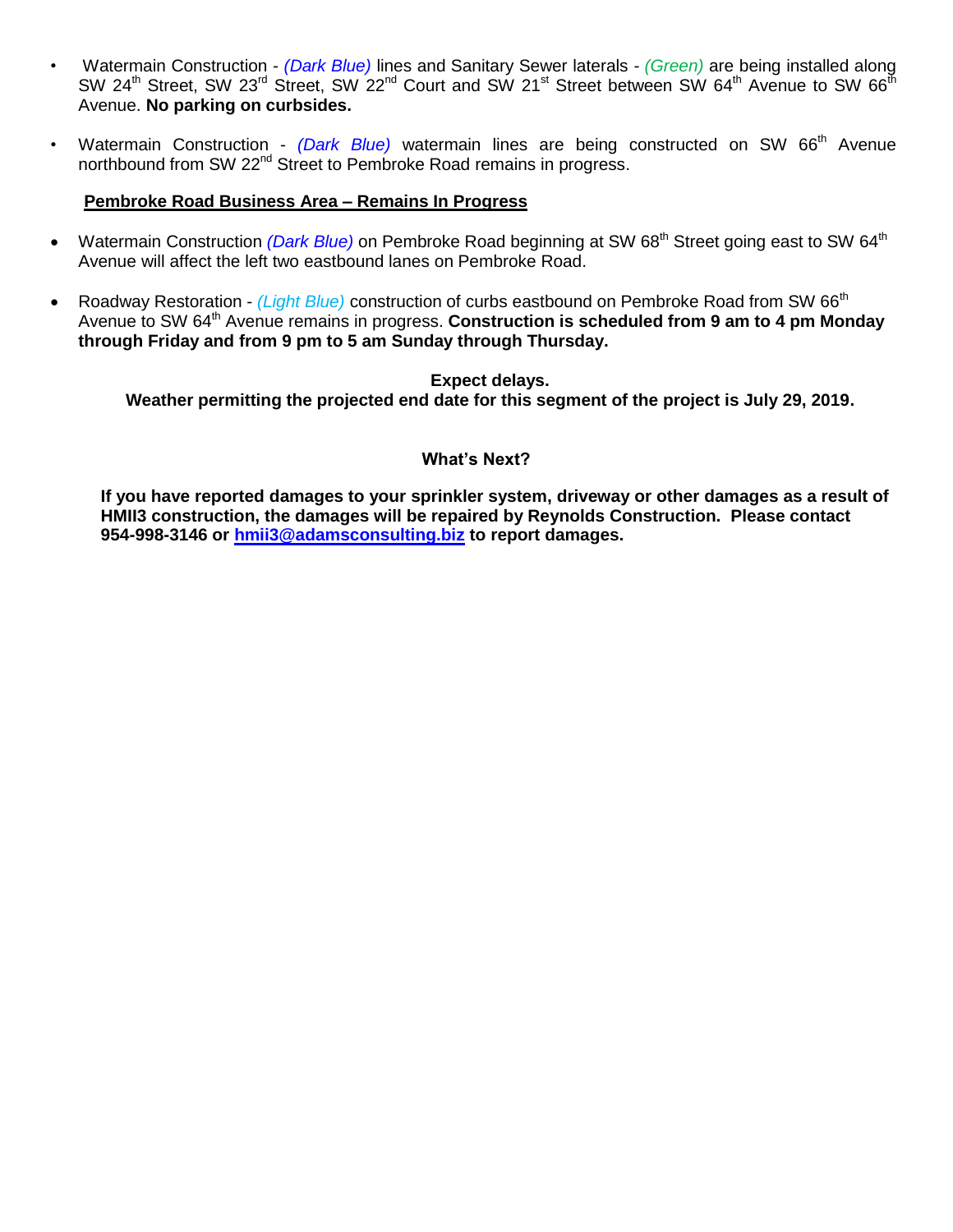- Watermain Construction - *(Dark Blue)* lines and Sanitary Sewer laterals - *(Green)* are being installed along SW 24th Street, SW 23rd Street, SW 22nd Court and SW 21st Street between SW 64th Avenue to SW 66th Avenue. **No parking on curbsides.**

- Watermain Construction - *(Dark Blue)* watermain lines are being constructed on SW 66th Avenue northbound from SW 22nd Street to Pembroke Road remains in progress.

**<u>Pembroke Road Business Area – Remains In Progress</u>**

- Watermain Construction *(Dark Blue)* on Pembroke Road beginning at SW 68th Street going east to SW 64th Avenue will affect the left two eastbound lanes on Pembroke Road.

- Roadway Restoration - *(Light Blue)* construction of curbs eastbound on Pembroke Road from SW 66th Avenue to SW 64th Avenue remains in progress. **Construction is scheduled from 9 am to 4 pm Monday through Friday and from 9 pm to 5 am Sunday through Thursday.**

**Expect delays.**

**Weather permitting the projected end date for this segment of the project is July 29, 2019.**

**What's Next?**

**If you have reported damages to your sprinkler system, driveway or other damages as a result of HMII3 construction, the damages will be repaired by Reynolds Construction. Please contact 954-998-3146 or [hmii3@adamsconsulting.biz](mailto:hmii3@adamsconsulting.biz) to report damages.**